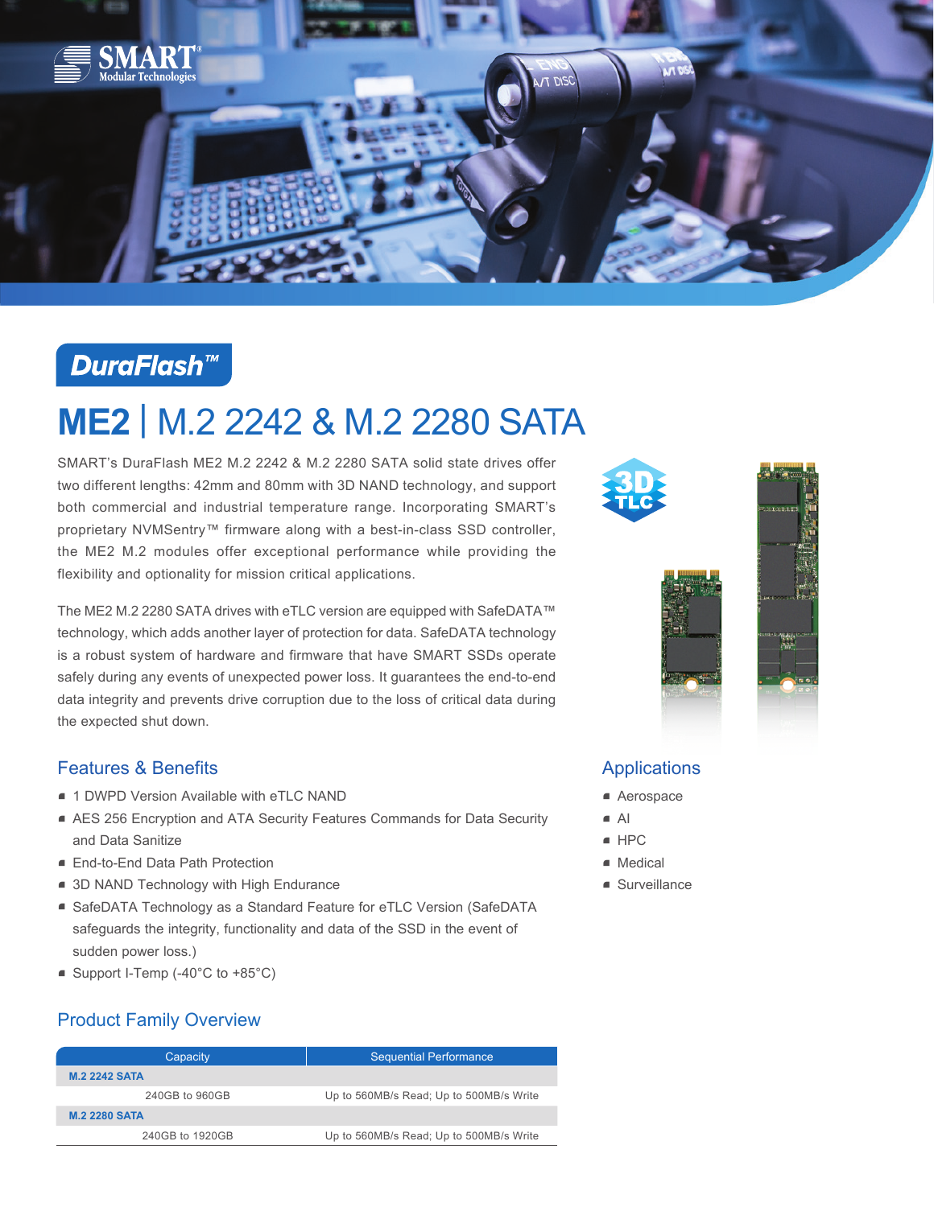# DuraFlash™

# ME2 | M.2 2242 & M.2 2280 SATA

SMART's DuraFlash ME2 M.2 2242 & M.2 2280 SATA solid state drives offer two different lengths: 42mm and 80mm with 3D NAND technology, and support both commercial and industrial temperature range. Incorporating SMART's proprietary NVMSentry™ firmware along with a best-in-class SSD controller, the ME2 M.2 modules offer exceptional performance while providing the flexibility and optionality for mission critical applications.

The ME2 M.2 2280 SATA drives with eTLC version are equipped with SafeDATA™ technology, which adds another layer of protection for data. SafeDATA technology is a robust system of hardware and firmware that have SMART SSDs operate safely during any events of unexpected power loss. It guarantees the end-to-end data integrity and prevents drive corruption due to the loss of critical data during the expected shut down.

## Features & Benefits

- 1 DWPD Version Available with eTLC NAND
- AES 256 Encryption and ATA Security Features Commands for Data Security and Data Sanitize
- End-to-End Data Path Protection
- 3D NAND Technology with High Endurance
- SafeDATA Technology as a Standard Feature for eTLC Version (SafeDATA safeguards the integrity, functionality and data of the SSD in the event of sudden power loss.)
- Support I-Temp (-40°C to +85°C)

## Applications

- Aerospace
- AI
- HPC
- Medical
- Surveillance

## Product Family Overview

| Capacity | Sequential Performance |
|---|---|
| **M.2 2242 SATA** | |
| 240GB to 960GB | Up to 560MB/s Read; Up to 500MB/s Write |
| **M.2 2280 SATA** | |
| 240GB to 1920GB | Up to 560MB/s Read; Up to 500MB/s Write |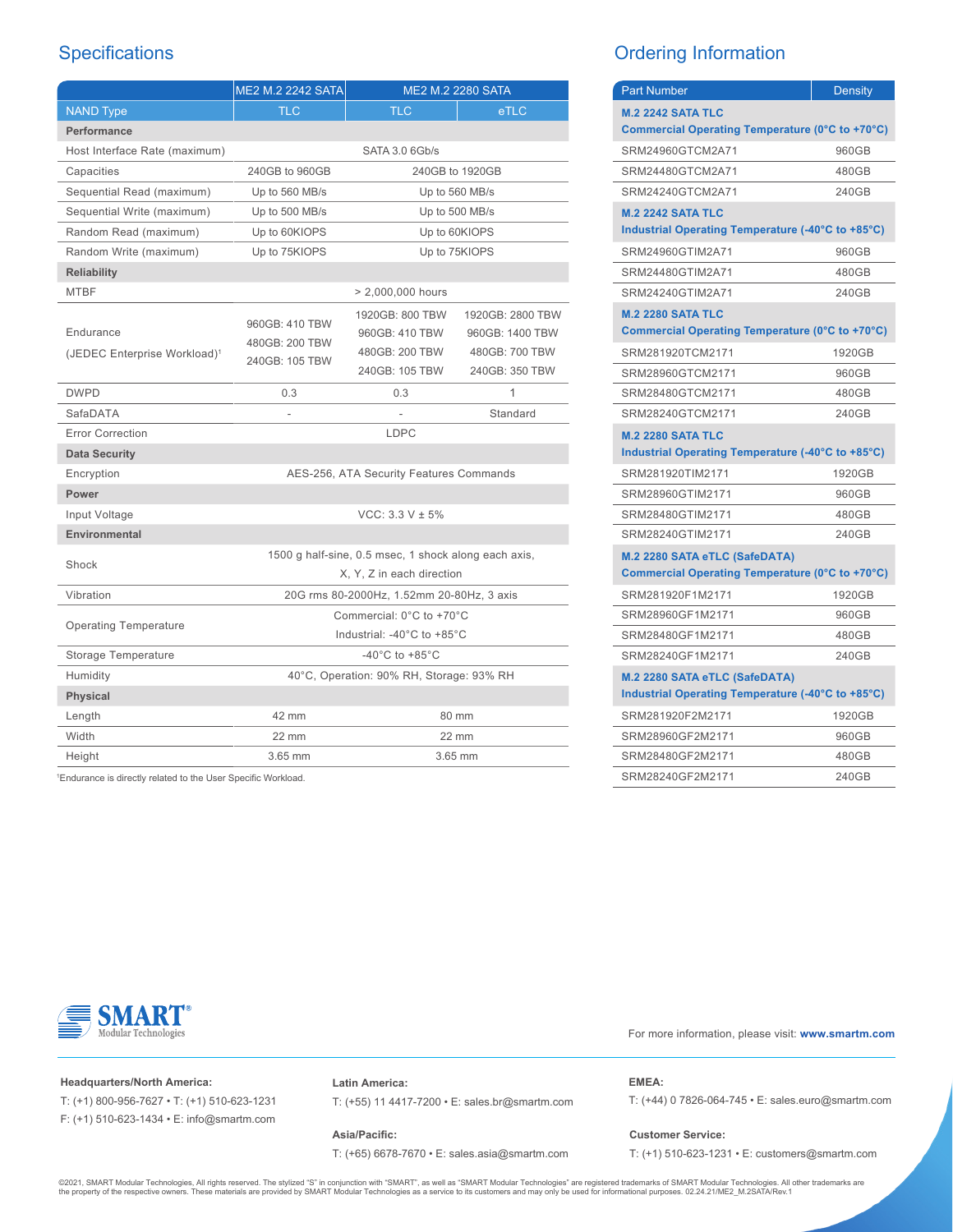## Specifications

| | ME2 M.2 2242 SATA | ME2 M.2 2280 SATA | |
|---|---|---|---|
| NAND Type | TLC | TLC | eTLC |
| **Performance** | | | |
| Host Interface Rate (maximum) | SATA 3.0 6Gb/s | | |
| Capacities | 240GB to 960GB | 240GB to 1920GB | |
| Sequential Read (maximum) | Up to 560 MB/s | Up to 560 MB/s | |
| Sequential Write (maximum) | Up to 500 MB/s | Up to 500 MB/s | |
| Random Read (maximum) | Up to 60KIOPS | Up to 60KIOPS | |
| Random Write (maximum) | Up to 75KIOPS | Up to 75KIOPS | |
| **Reliability** | | | |
| MTBF | > 2,000,000 hours | | |
| Endurance (JEDEC Enterprise Workload)[1] | 960GB: 410 TBW<br>480GB: 200 TBW<br>240GB: 105 TBW | 1920GB: 800 TBW<br>960GB: 410 TBW<br>480GB: 200 TBW<br>240GB: 105 TBW | 1920GB: 2800 TBW<br>960GB: 1400 TBW<br>480GB: 700 TBW<br>240GB: 350 TBW |
| DWPD | 0.3 | 0.3 | 1 |
| SafaDATA | - | - | Standard |
| Error Correction | LDPC | | |
| **Data Security** | | | |
| Encryption | AES-256, ATA Security Features Commands | | |
| **Power** | | | |
| Input Voltage | VCC: 3.3 V ± 5% | | |
| **Environmental** | | | |
| Shock | 1500 g half-sine, 0.5 msec, 1 shock along each axis, X, Y, Z in each direction | | |
| Vibration | 20G rms 80-2000Hz, 1.52mm 20-80Hz, 3 axis | | |
| Operating Temperature | Commercial: 0°C to +70°C<br>Industrial: -40°C to +85°C | | |
| Storage Temperature | -40°C to +85°C | | |
| Humidity | 40°C, Operation: 90% RH, Storage: 93% RH | | |
| **Physical** | | | |
| Length | 42 mm | 80 mm | |
| Width | 22 mm | 22 mm | |
| Height | 3.65 mm | 3.65 mm | |

[1]Endurance is directly related to the User Specific Workload.

## Ordering Information

| Part Number | Density |
|---|---|
| **M.2 2242 SATA TLC<br>Commercial Operating Temperature (0°C to +70°C)** | |
| SRM24960GTCM2A71 | 960GB |
| SRM24480GTCM2A71 | 480GB |
| SRM24240GTCM2A71 | 240GB |
| **M.2 2242 SATA TLC<br>Industrial Operating Temperature (-40°C to +85°C)** | |
| SRM24960GTIM2A71 | 960GB |
| SRM24480GTIM2A71 | 480GB |
| SRM24240GTIM2A71 | 240GB |
| **M.2 2280 SATA TLC<br>Commercial Operating Temperature (0°C to +70°C)** | |
| SRM281920TCM2171 | 1920GB |
| SRM28960GTCM2171 | 960GB |
| SRM28480GTCM2171 | 480GB |
| SRM28240GTCM2171 | 240GB |
| **M.2 2280 SATA TLC<br>Industrial Operating Temperature (-40°C to +85°C)** | |
| SRM281920TIM2171 | 1920GB |
| SRM28960GTIM2171 | 960GB |
| SRM28480GTIM2171 | 480GB |
| SRM28240GTIM2171 | 240GB |
| **M.2 2280 SATA eTLC (SafeDATA)<br>Commercial Operating Temperature (0°C to +70°C)** | |
| SRM281920F1M2171 | 1920GB |
| SRM28960GF1M2171 | 960GB |
| SRM28480GF1M2171 | 480GB |
| SRM28240GF1M2171 | 240GB |
| **M.2 2280 SATA eTLC (SafeDATA)<br>Industrial Operating Temperature (-40°C to +85°C)** | |
| SRM281920F2M2171 | 1920GB |
| SRM28960GF2M2171 | 960GB |
| SRM28480GF2M2171 | 480GB |
| SRM28240GF2M2171 | 240GB |

SMART® Modular Technologies

For more information, please visit: **www.smartm.com**

**Headquarters/North America:**
T: (+1) 800-956-7627 • T: (+1) 510-623-1231
F: (+1) 510-623-1434 • E: info@smartm.com

**Latin America:**
T: (+55) 11 4417-7200 • E: sales.br@smartm.com

**Asia/Pacific:**
T: (+65) 6678-7670 • E: sales.asia@smartm.com

**EMEA:**
T: (+44) 0 7826-064-745 • E: sales.euro@smartm.com

**Customer Service:**
T: (+1) 510-623-1231 • E: customers@smartm.com

©2021, SMART Modular Technologies, All rights reserved. The stylized "S" in conjunction with "SMART", as well as "SMART Modular Technologies" are registered trademarks of SMART Modular Technologies. All other trademarks are the property of the respective owners. These materials are provided by SMART Modular Technologies as a service to its customers and may only be used for informational purposes. 02.24.21/ME2_M.2SATA/Rev.1